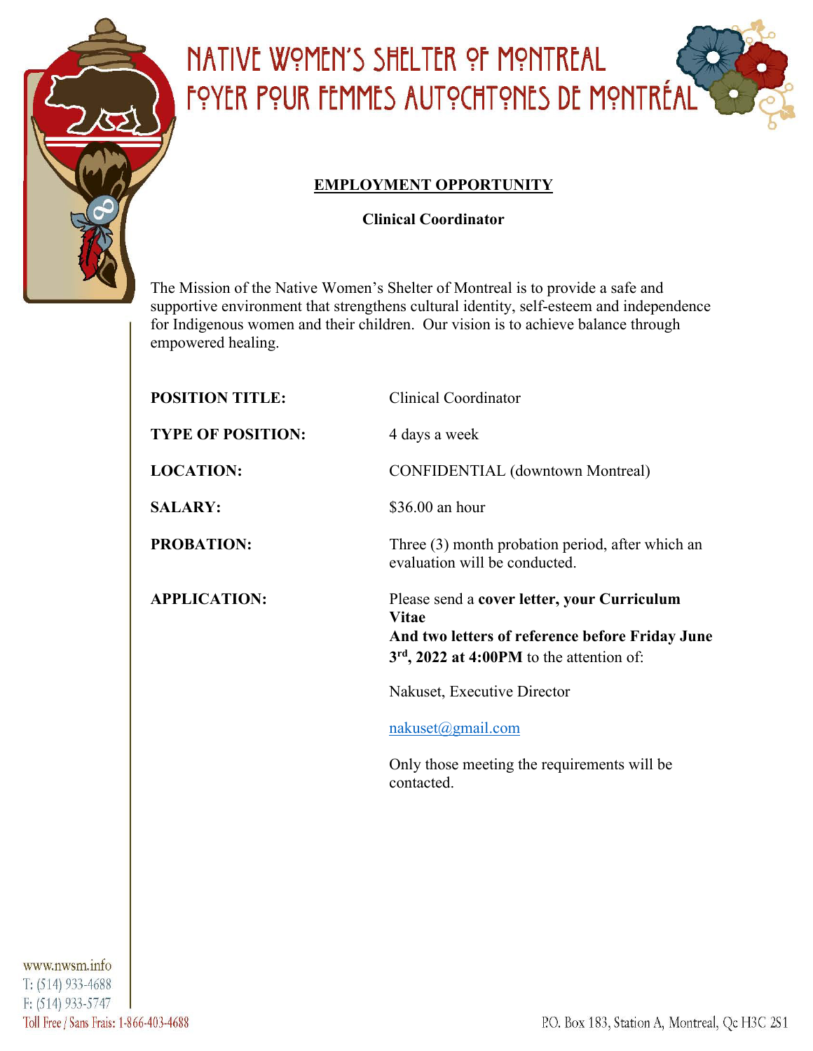# NATIVE WOMEN'S SHELTER OF MONTREAL
# FOYER POUR FEMMES AUTOCHTONES DE MONTRÉAL

**EMPLOYMENT OPPORTUNITY**

**Clinical Coordinator**

The Mission of the Native Women's Shelter of Montreal is to provide a safe and supportive environment that strengthens cultural identity, self-esteem and independence for Indigenous women and their children. Our vision is to achieve balance through empowered healing.

**POSITION TITLE:** Clinical Coordinator

**TYPE OF POSITION:** 4 days a week

**LOCATION:** CONFIDENTIAL (downtown Montreal)

**SALARY:** $36.00 an hour

**PROBATION:** Three (3) month probation period, after which an evaluation will be conducted.

**APPLICATION:** Please send a **cover letter, your Curriculum Vitae And two letters of reference before Friday June 3rd, 2022 at 4:00PM** to the attention of:

Nakuset, Executive Director

nakuset@gmail.com

Only those meeting the requirements will be contacted.

www.nwsm.info
T: (514) 933-4688
F: (514) 933-5747
Toll Free / Sans Frais: 1-866-403-4688

P.O. Box 183, Station A, Montreal, Qc H3C 2S1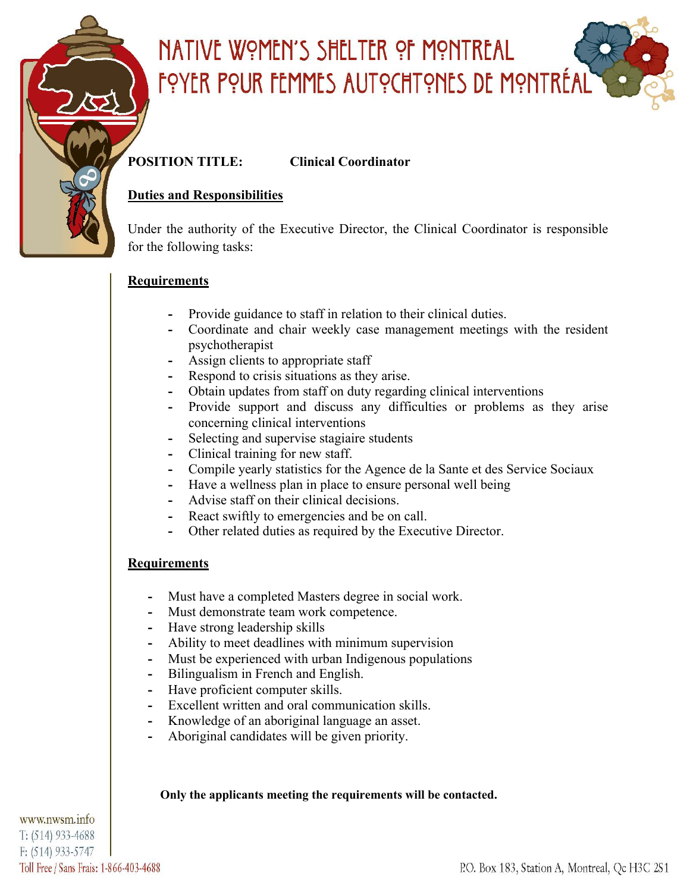# NATIVE WOMEN'S SHELTER OF MONTREAL
# FOYER POUR FEMMES AUTOCHTONES DE MONTRÉAL

**POSITION TITLE:** **Clinical Coordinator**

**Duties and Responsibilities**

Under the authority of the Executive Director, the Clinical Coordinator is responsible for the following tasks:

**Requirements**

- Provide guidance to staff in relation to their clinical duties.
- Coordinate and chair weekly case management meetings with the resident psychotherapist
- Assign clients to appropriate staff
- Respond to crisis situations as they arise.
- Obtain updates from staff on duty regarding clinical interventions
- Provide support and discuss any difficulties or problems as they arise concerning clinical interventions
- Selecting and supervise stagiaire students
- Clinical training for new staff.
- Compile yearly statistics for the Agence de la Sante et des Service Sociaux
- Have a wellness plan in place to ensure personal well being
- Advise staff on their clinical decisions.
- React swiftly to emergencies and be on call.
- Other related duties as required by the Executive Director.

**Requirements**

- Must have a completed Masters degree in social work.
- Must demonstrate team work competence.
- Have strong leadership skills
- Ability to meet deadlines with minimum supervision
- Must be experienced with urban Indigenous populations
- Bilingualism in French and English.
- Have proficient computer skills.
- Excellent written and oral communication skills.
- Knowledge of an aboriginal language an asset.
- Aboriginal candidates will be given priority.

**Only the applicants meeting the requirements will be contacted.**

www.nwsm.info
T: (514) 933-4688
F: (514) 933-5747
Toll Free / Sans Frais: 1-866-403-4688

P.O. Box 183, Station A, Montreal, Qc H3C 2S1